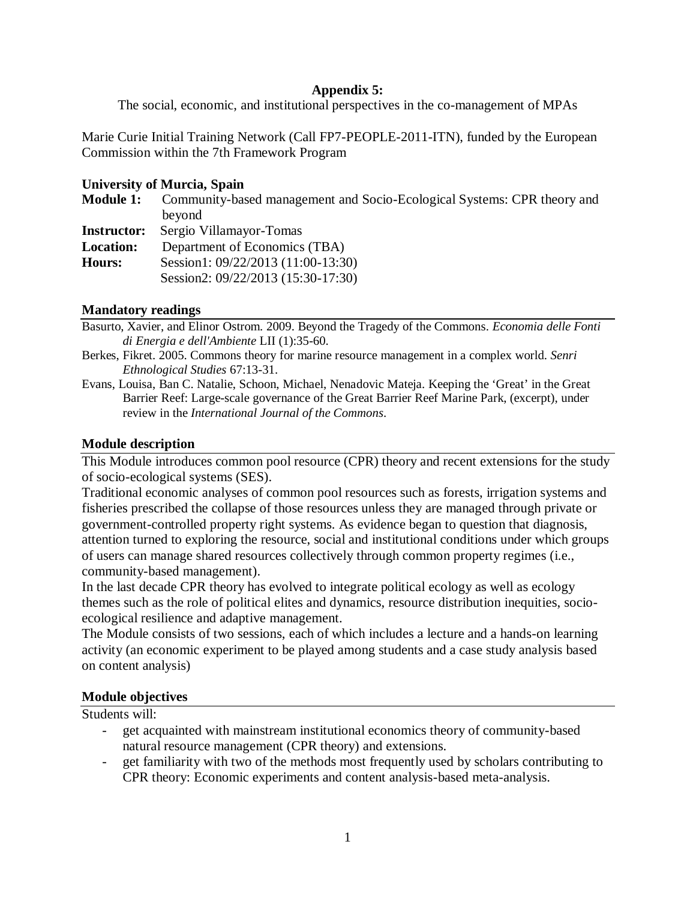**Appendix 5:**

The social, economic, and institutional perspectives in the co-management of MPAs

Marie Curie Initial Training Network (Call FP7-PEOPLE-2011-ITN), funded by the European Commission within the 7th Framework Program

**University of Murcia, Spain**

**Module 1:** Community-based management and Socio-Ecological Systems: CPR theory and beyond

**Instructor:** Sergio Villamayor-Tomas

**Location:** Department of Economics (TBA)

**Hours:** Session1: 09/22/2013 (11:00-13:30)
Session2: 09/22/2013 (15:30-17:30)

## Mandatory readings

Basurto, Xavier, and Elinor Ostrom. 2009. Beyond the Tragedy of the Commons. *Economia delle Fonti di Energia e dell'Ambiente* LII (1):35-60.

Berkes, Fikret. 2005. Commons theory for marine resource management in a complex world. *Senri Ethnological Studies* 67:13-31.

Evans, Louisa, Ban C. Natalie, Schoon, Michael, Nenadovic Mateja. Keeping the 'Great' in the Great Barrier Reef: Large-scale governance of the Great Barrier Reef Marine Park, (excerpt), under review in the *International Journal of the Commons*.

## Module description

This Module introduces common pool resource (CPR) theory and recent extensions for the study of socio-ecological systems (SES).

Traditional economic analyses of common pool resources such as forests, irrigation systems and fisheries prescribed the collapse of those resources unless they are managed through private or government-controlled property right systems. As evidence began to question that diagnosis, attention turned to exploring the resource, social and institutional conditions under which groups of users can manage shared resources collectively through common property regimes (i.e., community-based management).

In the last decade CPR theory has evolved to integrate political ecology as well as ecology themes such as the role of political elites and dynamics, resource distribution inequities, socio-ecological resilience and adaptive management.

The Module consists of two sessions, each of which includes a lecture and a hands-on learning activity (an economic experiment to be played among students and a case study analysis based on content analysis)

## Module objectives

Students will:

- get acquainted with mainstream institutional economics theory of community-based natural resource management (CPR theory) and extensions.
- get familiarity with two of the methods most frequently used by scholars contributing to CPR theory: Economic experiments and content analysis-based meta-analysis.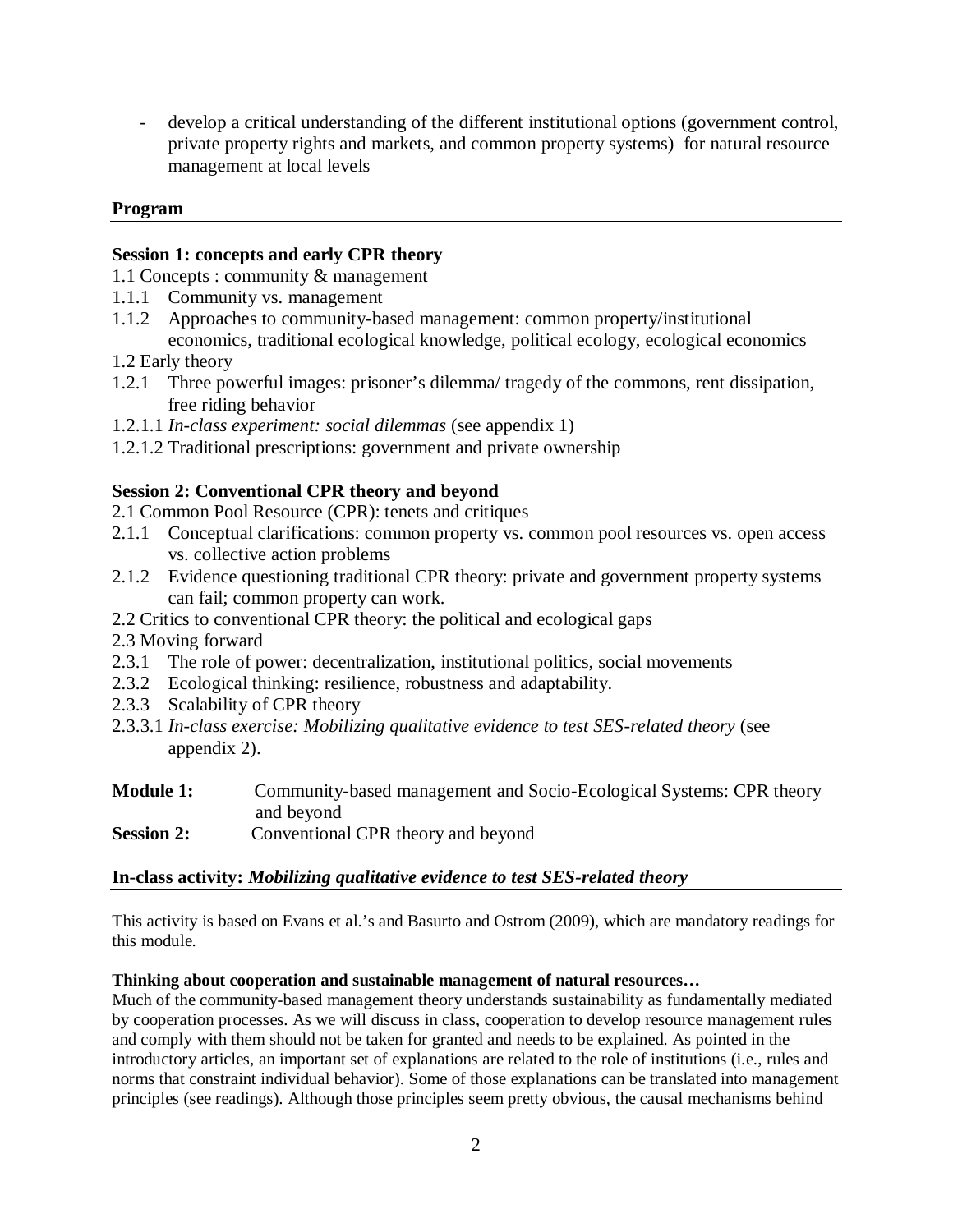- develop a critical understanding of the different institutional options (government control, private property rights and markets, and common property systems) for natural resource management at local levels

## Program

### Session 1: concepts and early CPR theory

1.1 Concepts : community & management

1.1.1 Community vs. management

1.1.2 Approaches to community-based management: common property/institutional economics, traditional ecological knowledge, political ecology, ecological economics

1.2 Early theory

1.2.1 Three powerful images: prisoner's dilemma/ tragedy of the commons, rent dissipation, free riding behavior

1.2.1.1 *In-class experiment: social dilemmas* (see appendix 1)

1.2.1.2 Traditional prescriptions: government and private ownership

### Session 2: Conventional CPR theory and beyond

2.1 Common Pool Resource (CPR): tenets and critiques

2.1.1 Conceptual clarifications: common property vs. common pool resources vs. open access vs. collective action problems

2.1.2 Evidence questioning traditional CPR theory: private and government property systems can fail; common property can work.

2.2 Critics to conventional CPR theory: the political and ecological gaps

2.3 Moving forward

2.3.1 The role of power: decentralization, institutional politics, social movements

2.3.2 Ecological thinking: resilience, robustness and adaptability.

2.3.3 Scalability of CPR theory

2.3.3.1 *In-class exercise: Mobilizing qualitative evidence to test SES-related theory* (see appendix 2).

**Module 1:** Community-based management and Socio-Ecological Systems: CPR theory and beyond

**Session 2:** Conventional CPR theory and beyond

### In-class activity: *Mobilizing qualitative evidence to test SES-related theory*

This activity is based on Evans et al.'s and Basurto and Ostrom (2009), which are mandatory readings for this module.

**Thinking about cooperation and sustainable management of natural resources…**

Much of the community-based management theory understands sustainability as fundamentally mediated by cooperation processes. As we will discuss in class, cooperation to develop resource management rules and comply with them should not be taken for granted and needs to be explained. As pointed in the introductory articles, an important set of explanations are related to the role of institutions (i.e., rules and norms that constraint individual behavior). Some of those explanations can be translated into management principles (see readings). Although those principles seem pretty obvious, the causal mechanisms behind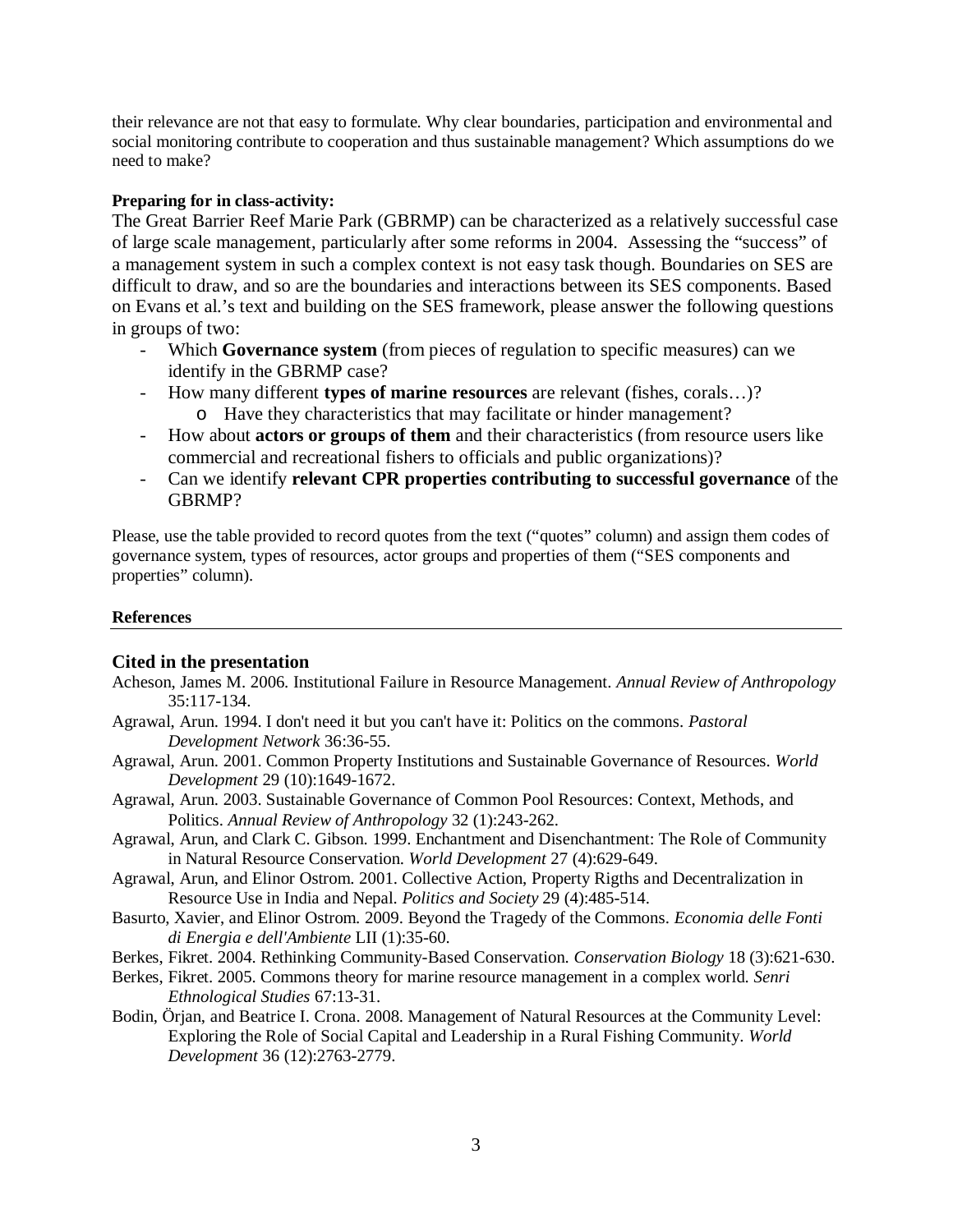their relevance are not that easy to formulate. Why clear boundaries, participation and environmental and social monitoring contribute to cooperation and thus sustainable management? Which assumptions do we need to make?

**Preparing for in class-activity:**

The Great Barrier Reef Marie Park (GBRMP) can be characterized as a relatively successful case of large scale management, particularly after some reforms in 2004. Assessing the "success" of a management system in such a complex context is not easy task though. Boundaries on SES are difficult to draw, and so are the boundaries and interactions between its SES components. Based on Evans et al.'s text and building on the SES framework, please answer the following questions in groups of two:

- Which **Governance system** (from pieces of regulation to specific measures) can we identify in the GBRMP case?
- How many different **types of marine resources** are relevant (fishes, corals…)?
  - Have they characteristics that may facilitate or hinder management?
- How about **actors or groups of them** and their characteristics (from resource users like commercial and recreational fishers to officials and public organizations)?
- Can we identify **relevant CPR properties contributing to successful governance** of the GBRMP?

Please, use the table provided to record quotes from the text ("quotes" column) and assign them codes of governance system, types of resources, actor groups and properties of them ("SES components and properties" column).

**References**

---

### Cited in the presentation

Acheson, James M. 2006. Institutional Failure in Resource Management. *Annual Review of Anthropology* 35:117-134.

Agrawal, Arun. 1994. I don't need it but you can't have it: Politics on the commons. *Pastoral Development Network* 36:36-55.

Agrawal, Arun. 2001. Common Property Institutions and Sustainable Governance of Resources. *World Development* 29 (10):1649-1672.

Agrawal, Arun. 2003. Sustainable Governance of Common Pool Resources: Context, Methods, and Politics. *Annual Review of Anthropology* 32 (1):243-262.

Agrawal, Arun, and Clark C. Gibson. 1999. Enchantment and Disenchantment: The Role of Community in Natural Resource Conservation. *World Development* 27 (4):629-649.

Agrawal, Arun, and Elinor Ostrom. 2001. Collective Action, Property Rigths and Decentralization in Resource Use in India and Nepal. *Politics and Society* 29 (4):485-514.

Basurto, Xavier, and Elinor Ostrom. 2009. Beyond the Tragedy of the Commons. *Economia delle Fonti di Energia e dell'Ambiente* LII (1):35-60.

Berkes, Fikret. 2004. Rethinking Community-Based Conservation. *Conservation Biology* 18 (3):621-630.

Berkes, Fikret. 2005. Commons theory for marine resource management in a complex world. *Senri Ethnological Studies* 67:13-31.

Bodin, Örjan, and Beatrice I. Crona. 2008. Management of Natural Resources at the Community Level: Exploring the Role of Social Capital and Leadership in a Rural Fishing Community. *World Development* 36 (12):2763-2779.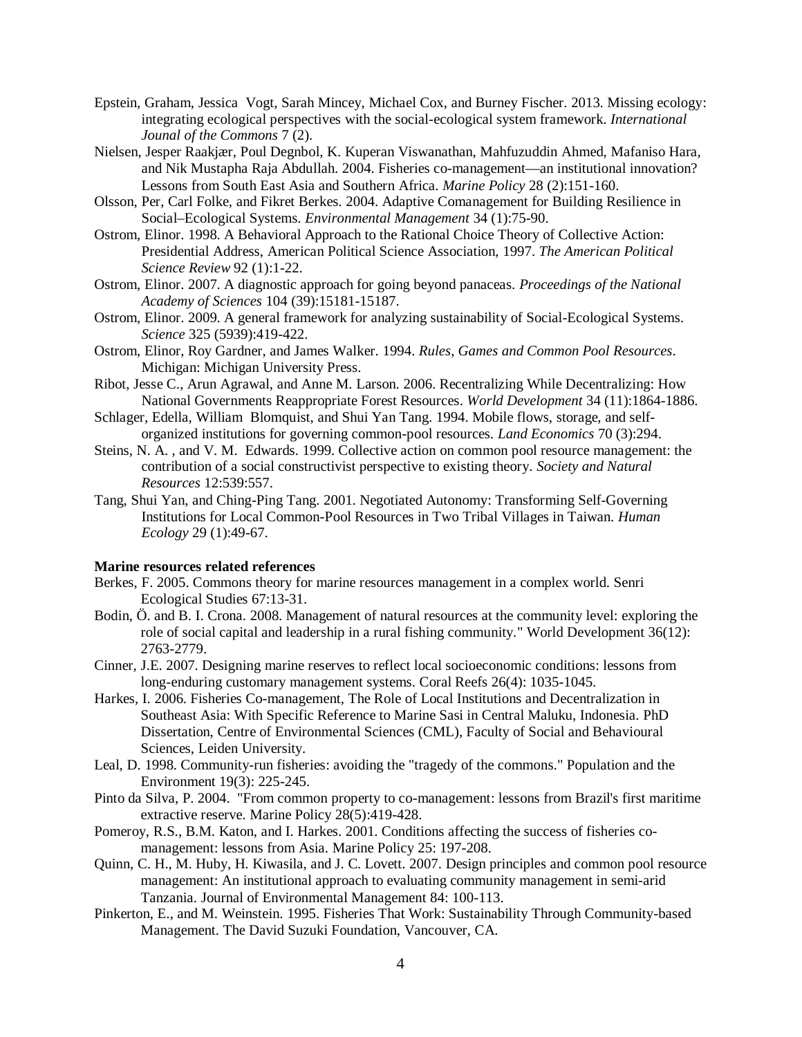Epstein, Graham, Jessica  Vogt, Sarah Mincey, Michael Cox, and Burney Fischer. 2013. Missing ecology: integrating ecological perspectives with the social-ecological system framework. *International Journal of the Commons* 7 (2).

Nielsen, Jesper Raakjær, Poul Degnbol, K. Kuperan Viswanathan, Mahfuzuddin Ahmed, Mafaniso Hara, and Nik Mustapha Raja Abdullah. 2004. Fisheries co-management—an institutional innovation? Lessons from South East Asia and Southern Africa. *Marine Policy* 28 (2):151-160.

Olsson, Per, Carl Folke, and Fikret Berkes. 2004. Adaptive Comanagement for Building Resilience in Social–Ecological Systems. *Environmental Management* 34 (1):75-90.

Ostrom, Elinor. 1998. A Behavioral Approach to the Rational Choice Theory of Collective Action: Presidential Address, American Political Science Association, 1997. *The American Political Science Review* 92 (1):1-22.

Ostrom, Elinor. 2007. A diagnostic approach for going beyond panaceas. *Proceedings of the National Academy of Sciences* 104 (39):15181-15187.

Ostrom, Elinor. 2009. A general framework for analyzing sustainability of Social-Ecological Systems. *Science* 325 (5939):419-422.

Ostrom, Elinor, Roy Gardner, and James Walker. 1994. *Rules, Games and Common Pool Resources*. Michigan: Michigan University Press.

Ribot, Jesse C., Arun Agrawal, and Anne M. Larson. 2006. Recentralizing While Decentralizing: How National Governments Reappropriate Forest Resources. *World Development* 34 (11):1864-1886.

Schlager, Edella, William  Blomquist, and Shui Yan Tang. 1994. Mobile flows, storage, and self-organized institutions for governing common-pool resources. *Land Economics* 70 (3):294.

Steins, N. A. , and V. M.  Edwards. 1999. Collective action on common pool resource management: the contribution of a social constructivist perspective to existing theory. *Society and Natural Resources* 12:539:557.

Tang, Shui Yan, and Ching-Ping Tang. 2001. Negotiated Autonomy: Transforming Self-Governing Institutions for Local Common-Pool Resources in Two Tribal Villages in Taiwan. *Human Ecology* 29 (1):49-67.

**Marine resources related references**

Berkes, F. 2005. Commons theory for marine resources management in a complex world. Senri Ecological Studies 67:13-31.

Bodin, Ö. and B. I. Crona. 2008. Management of natural resources at the community level: exploring the role of social capital and leadership in a rural fishing community." World Development 36(12): 2763-2779.

Cinner, J.E. 2007. Designing marine reserves to reflect local socioeconomic conditions: lessons from long-enduring customary management systems. Coral Reefs 26(4): 1035-1045.

Harkes, I. 2006. Fisheries Co-management, The Role of Local Institutions and Decentralization in Southeast Asia: With Specific Reference to Marine Sasi in Central Maluku, Indonesia. PhD Dissertation, Centre of Environmental Sciences (CML), Faculty of Social and Behavioural Sciences, Leiden University.

Leal, D. 1998. Community-run fisheries: avoiding the "tragedy of the commons." Population and the Environment 19(3): 225-245.

Pinto da Silva, P. 2004.  "From common property to co-management: lessons from Brazil's first maritime extractive reserve. Marine Policy 28(5):419-428.

Pomeroy, R.S., B.M. Katon, and I. Harkes. 2001. Conditions affecting the success of fisheries co-management: lessons from Asia. Marine Policy 25: 197-208.

Quinn, C. H., M. Huby, H. Kiwasila, and J. C. Lovett. 2007. Design principles and common pool resource management: An institutional approach to evaluating community management in semi-arid Tanzania. Journal of Environmental Management 84: 100-113.

Pinkerton, E., and M. Weinstein. 1995. Fisheries That Work: Sustainability Through Community-based Management. The David Suzuki Foundation, Vancouver, CA.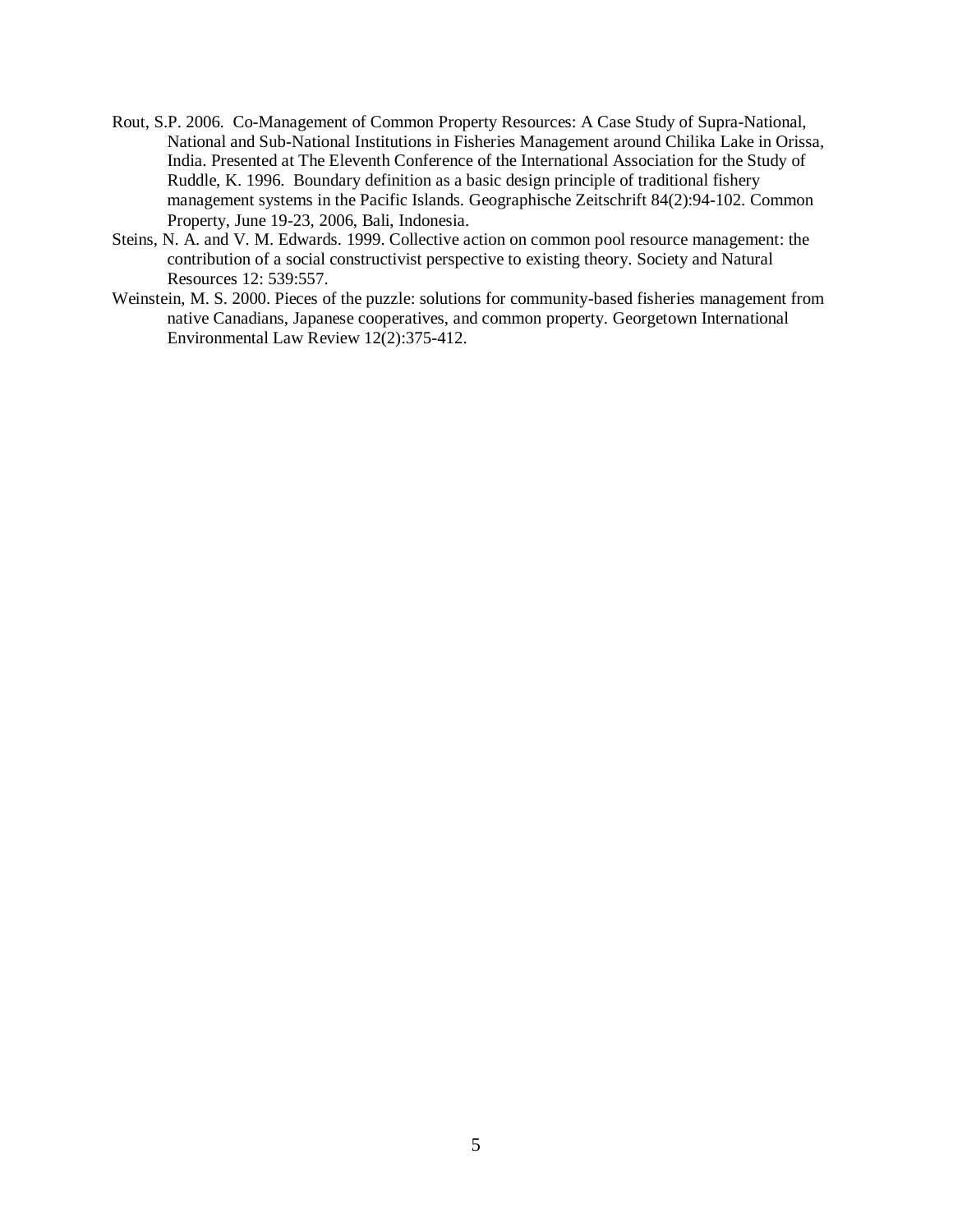Rout, S.P. 2006. Co-Management of Common Property Resources: A Case Study of Supra-National, National and Sub-National Institutions in Fisheries Management around Chilika Lake in Orissa, India. Presented at The Eleventh Conference of the International Association for the Study of Ruddle, K. 1996. Boundary definition as a basic design principle of traditional fishery management systems in the Pacific Islands. Geographische Zeitschrift 84(2):94-102. Common Property, June 19-23, 2006, Bali, Indonesia.

Steins, N. A. and V. M. Edwards. 1999. Collective action on common pool resource management: the contribution of a social constructivist perspective to existing theory. Society and Natural Resources 12: 539:557.

Weinstein, M. S. 2000. Pieces of the puzzle: solutions for community-based fisheries management from native Canadians, Japanese cooperatives, and common property. Georgetown International Environmental Law Review 12(2):375-412.